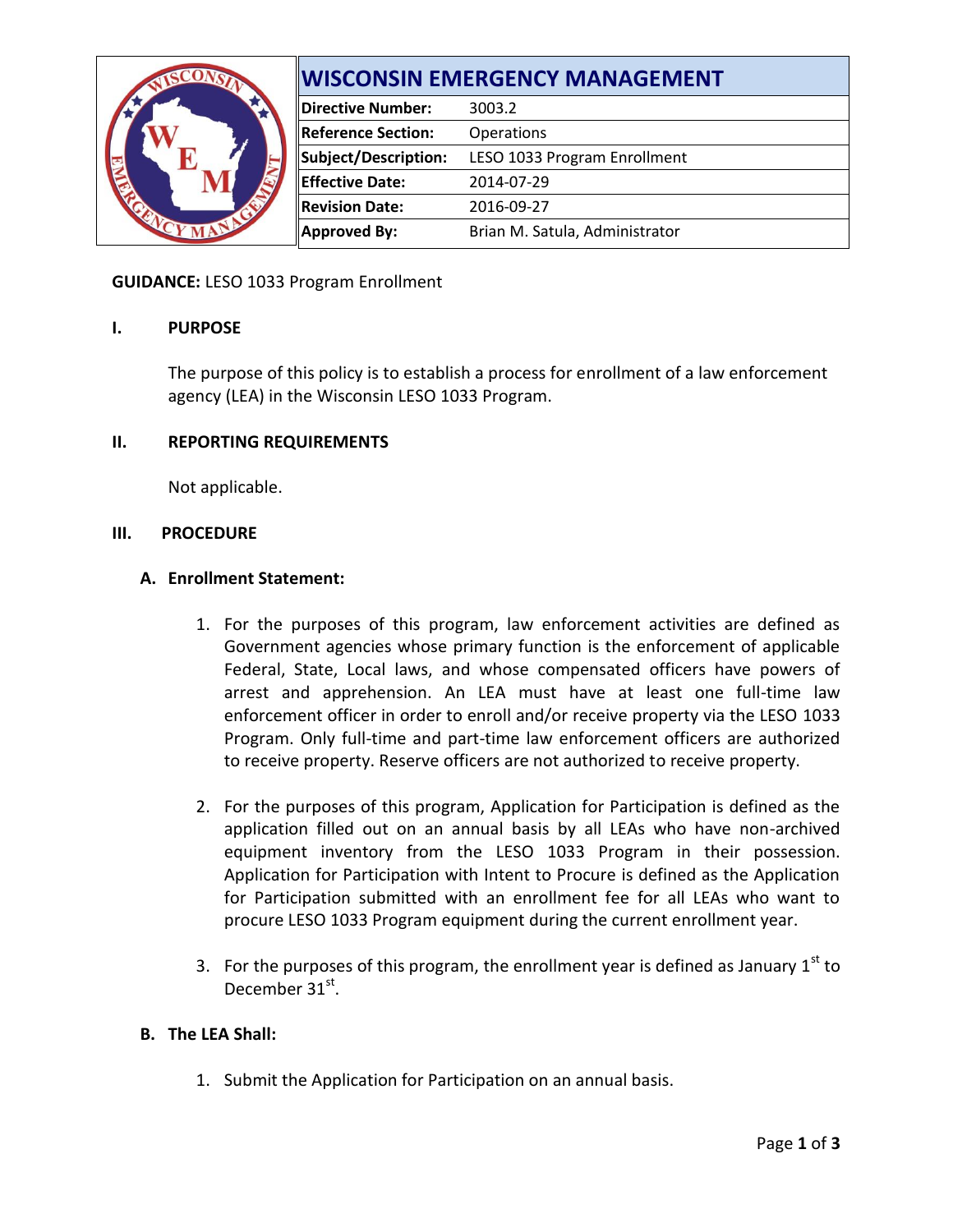| WISCONSIN EMERGENCY MANAGEMENT | |
|---|---|
| **Directive Number:** | 3003.2 |
| **Reference Section:** | Operations |
| **Subject/Description:** | LESO 1033 Program Enrollment |
| **Effective Date:** | 2014-07-29 |
| **Revision Date:** | 2016-09-27 |
| **Approved By:** | Brian M. Satula, Administrator |

**GUIDANCE:** LESO 1033 Program Enrollment

## I. PURPOSE

The purpose of this policy is to establish a process for enrollment of a law enforcement agency (LEA) in the Wisconsin LESO 1033 Program.

## II. REPORTING REQUIREMENTS

Not applicable.

## III. PROCEDURE

### A. Enrollment Statement:

1. For the purposes of this program, law enforcement activities are defined as Government agencies whose primary function is the enforcement of applicable Federal, State, Local laws, and whose compensated officers have powers of arrest and apprehension. An LEA must have at least one full-time law enforcement officer in order to enroll and/or receive property via the LESO 1033 Program. Only full-time and part-time law enforcement officers are authorized to receive property. Reserve officers are not authorized to receive property.

2. For the purposes of this program, Application for Participation is defined as the application filled out on an annual basis by all LEAs who have non-archived equipment inventory from the LESO 1033 Program in their possession. Application for Participation with Intent to Procure is defined as the Application for Participation submitted with an enrollment fee for all LEAs who want to procure LESO 1033 Program equipment during the current enrollment year.

3. For the purposes of this program, the enrollment year is defined as January 1st to December 31st.

### B. The LEA Shall:

1. Submit the Application for Participation on an annual basis.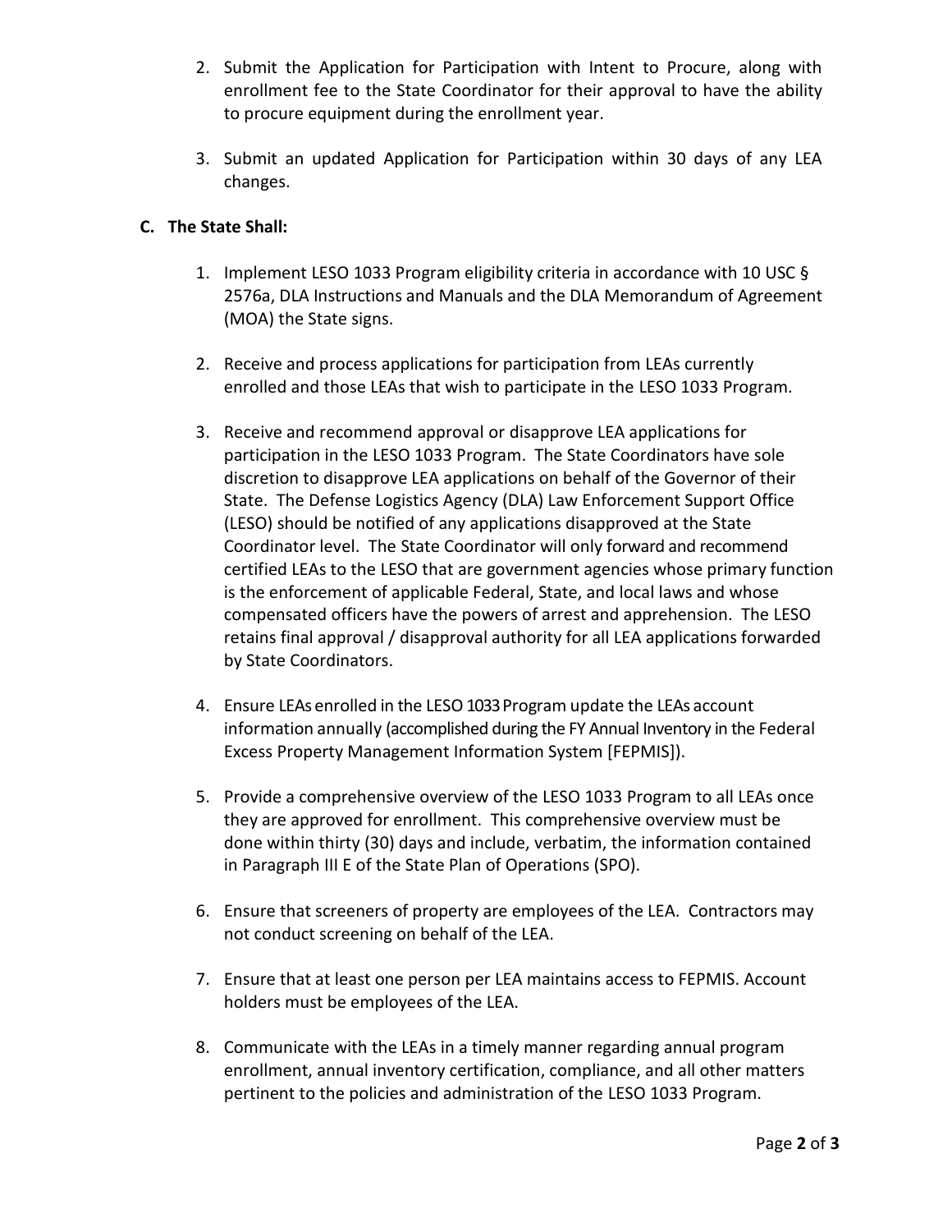2. Submit the Application for Participation with Intent to Procure, along with enrollment fee to the State Coordinator for their approval to have the ability to procure equipment during the enrollment year.

3. Submit an updated Application for Participation within 30 days of any LEA changes.

**C. The State Shall:**

1. Implement LESO 1033 Program eligibility criteria in accordance with 10 USC § 2576a, DLA Instructions and Manuals and the DLA Memorandum of Agreement (MOA) the State signs.

2. Receive and process applications for participation from LEAs currently enrolled and those LEAs that wish to participate in the LESO 1033 Program.

3. Receive and recommend approval or disapprove LEA applications for participation in the LESO 1033 Program. The State Coordinators have sole discretion to disapprove LEA applications on behalf of the Governor of their State. The Defense Logistics Agency (DLA) Law Enforcement Support Office (LESO) should be notified of any applications disapproved at the State Coordinator level. The State Coordinator will only forward and recommend certified LEAs to the LESO that are government agencies whose primary function is the enforcement of applicable Federal, State, and local laws and whose compensated officers have the powers of arrest and apprehension. The LESO retains final approval / disapproval authority for all LEA applications forwarded by State Coordinators.

4. Ensure LEAs enrolled in the LESO 1033 Program update the LEAs account information annually (accomplished during the FY Annual Inventory in the Federal Excess Property Management Information System [FEPMIS]).

5. Provide a comprehensive overview of the LESO 1033 Program to all LEAs once they are approved for enrollment. This comprehensive overview must be done within thirty (30) days and include, verbatim, the information contained in Paragraph III E of the State Plan of Operations (SPO).

6. Ensure that screeners of property are employees of the LEA. Contractors may not conduct screening on behalf of the LEA.

7. Ensure that at least one person per LEA maintains access to FEPMIS. Account holders must be employees of the LEA.

8. Communicate with the LEAs in a timely manner regarding annual program enrollment, annual inventory certification, compliance, and all other matters pertinent to the policies and administration of the LESO 1033 Program.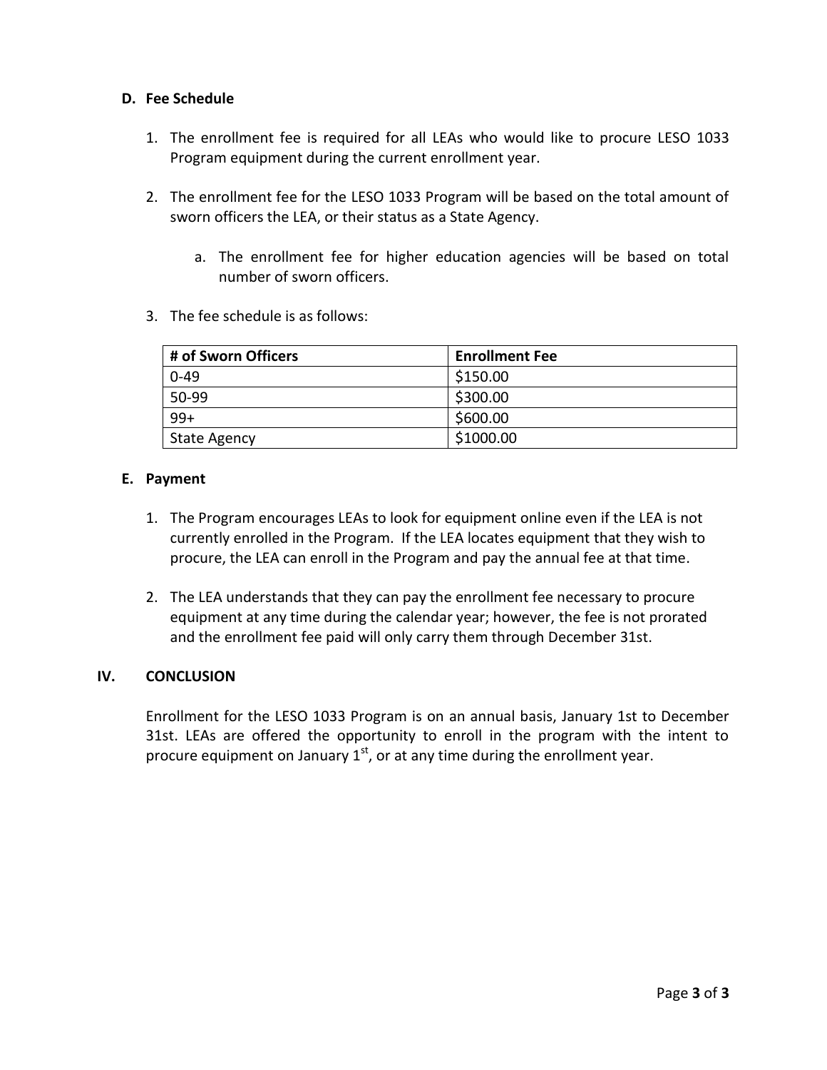### D. Fee Schedule

1. The enrollment fee is required for all LEAs who would like to procure LESO 1033 Program equipment during the current enrollment year.

2. The enrollment fee for the LESO 1033 Program will be based on the total amount of sworn officers the LEA, or their status as a State Agency.

   a. The enrollment fee for higher education agencies will be based on total number of sworn officers.

3. The fee schedule is as follows:

| # of Sworn Officers | Enrollment Fee |
|---|---|
| 0-49 | $150.00 |
| 50-99 | $300.00 |
| 99+ | $600.00 |
| State Agency | $1000.00 |

### E. Payment

1. The Program encourages LEAs to look for equipment online even if the LEA is not currently enrolled in the Program. If the LEA locates equipment that they wish to procure, the LEA can enroll in the Program and pay the annual fee at that time.

2. The LEA understands that they can pay the enrollment fee necessary to procure equipment at any time during the calendar year; however, the fee is not prorated and the enrollment fee paid will only carry them through December 31st.

## IV. CONCLUSION

Enrollment for the LESO 1033 Program is on an annual basis, January 1st to December 31st. LEAs are offered the opportunity to enroll in the program with the intent to procure equipment on January 1st, or at any time during the enrollment year.